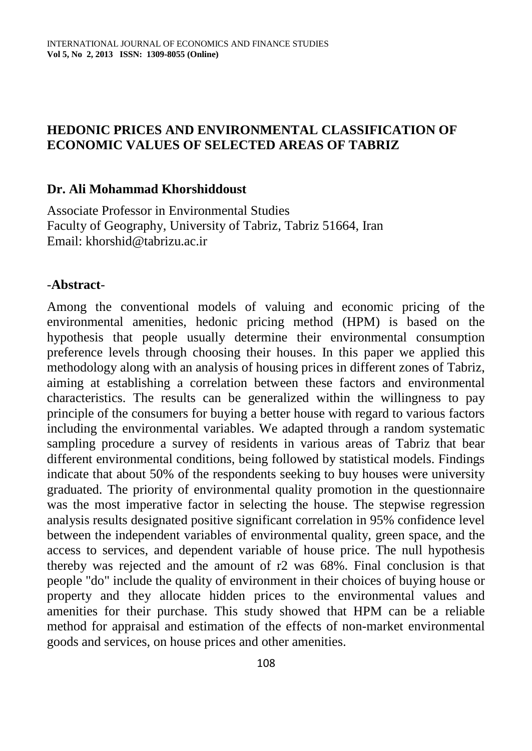# HEDONIC PRICES AND ENVIRONMENTAL CLASSIFICATION OF ECONOMIC VALUES OF SELECTED AREAS OF TABRIZ

**Dr. Ali Mohammad Khorshiddoust**

Associate Professor in Environmental Studies
Faculty of Geography, University of Tabriz, Tabriz 51664, Iran
Email: khorshid@tabrizu.ac.ir

## -Abstract-

Among the conventional models of valuing and economic pricing of the environmental amenities, hedonic pricing method (HPM) is based on the hypothesis that people usually determine their environmental consumption preference levels through choosing their houses. In this paper we applied this methodology along with an analysis of housing prices in different zones of Tabriz, aiming at establishing a correlation between these factors and environmental characteristics. The results can be generalized within the willingness to pay principle of the consumers for buying a better house with regard to various factors including the environmental variables. We adapted through a random systematic sampling procedure a survey of residents in various areas of Tabriz that bear different environmental conditions, being followed by statistical models. Findings indicate that about 50% of the respondents seeking to buy houses were university graduated. The priority of environmental quality promotion in the questionnaire was the most imperative factor in selecting the house. The stepwise regression analysis results designated positive significant correlation in 95% confidence level between the independent variables of environmental quality, green space, and the access to services, and dependent variable of house price. The null hypothesis thereby was rejected and the amount of r2 was 68%. Final conclusion is that people "do" include the quality of environment in their choices of buying house or property and they allocate hidden prices to the environmental values and amenities for their purchase. This study showed that HPM can be a reliable method for appraisal and estimation of the effects of non-market environmental goods and services, on house prices and other amenities.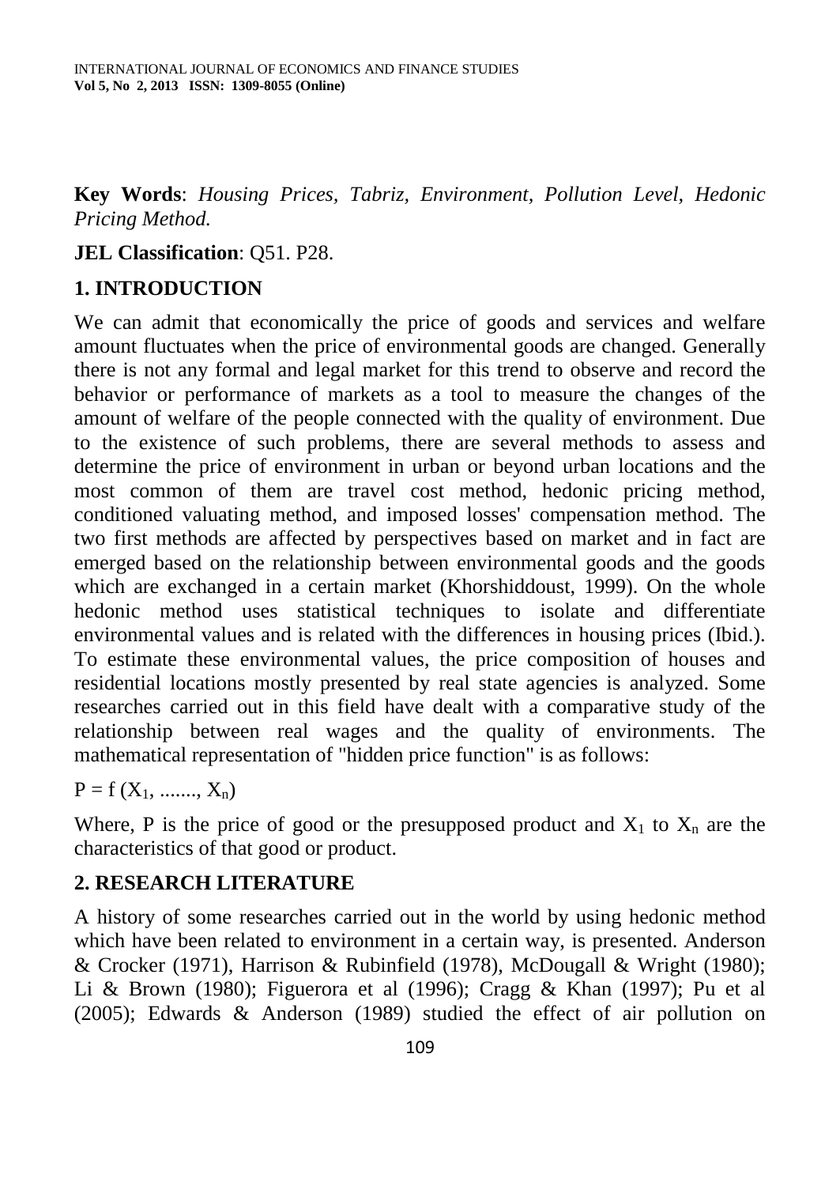**Key Words**: *Housing Prices, Tabriz, Environment, Pollution Level, Hedonic Pricing Method.*

**JEL Classification**: Q51. P28.

## 1. INTRODUCTION

We can admit that economically the price of goods and services and welfare amount fluctuates when the price of environmental goods are changed. Generally there is not any formal and legal market for this trend to observe and record the behavior or performance of markets as a tool to measure the changes of the amount of welfare of the people connected with the quality of environment. Due to the existence of such problems, there are several methods to assess and determine the price of environment in urban or beyond urban locations and the most common of them are travel cost method, hedonic pricing method, conditioned valuating method, and imposed losses' compensation method. The two first methods are affected by perspectives based on market and in fact are emerged based on the relationship between environmental goods and the goods which are exchanged in a certain market (Khorshiddoust, 1999). On the whole hedonic method uses statistical techniques to isolate and differentiate environmental values and is related with the differences in housing prices (Ibid.). To estimate these environmental values, the price composition of houses and residential locations mostly presented by real state agencies is analyzed. Some researches carried out in this field have dealt with a comparative study of the relationship between real wages and the quality of environments. The mathematical representation of "hidden price function" is as follows:

$$P = f(X_1, \ldots\ldots, X_n)$$

Where, P is the price of good or the presupposed product and $X_1$ to $X_n$ are the characteristics of that good or product.

## 2. RESEARCH LITERATURE

A history of some researches carried out in the world by using hedonic method which have been related to environment in a certain way, is presented. Anderson & Crocker (1971), Harrison & Rubinfield (1978), McDougall & Wright (1980); Li & Brown (1980); Figuerora et al (1996); Cragg & Khan (1997); Pu et al (2005); Edwards & Anderson (1989) studied the effect of air pollution on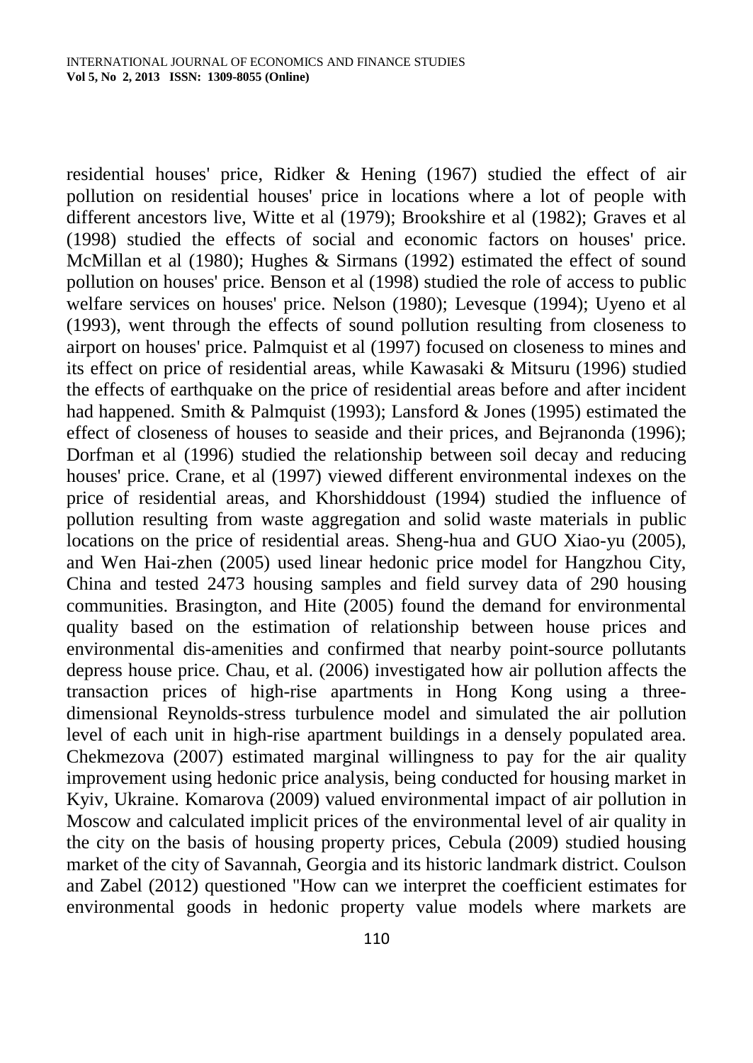residential houses' price, Ridker & Hening (1967) studied the effect of air pollution on residential houses' price in locations where a lot of people with different ancestors live, Witte et al (1979); Brookshire et al (1982); Graves et al (1998) studied the effects of social and economic factors on houses' price. McMillan et al (1980); Hughes & Sirmans (1992) estimated the effect of sound pollution on houses' price. Benson et al (1998) studied the role of access to public welfare services on houses' price. Nelson (1980); Levesque (1994); Uyeno et al (1993), went through the effects of sound pollution resulting from closeness to airport on houses' price. Palmquist et al (1997) focused on closeness to mines and its effect on price of residential areas, while Kawasaki & Mitsuru (1996) studied the effects of earthquake on the price of residential areas before and after incident had happened. Smith & Palmquist (1993); Lansford & Jones (1995) estimated the effect of closeness of houses to seaside and their prices, and Bejranonda (1996); Dorfman et al (1996) studied the relationship between soil decay and reducing houses' price. Crane, et al (1997) viewed different environmental indexes on the price of residential areas, and Khorshiddoust (1994) studied the influence of pollution resulting from waste aggregation and solid waste materials in public locations on the price of residential areas. Sheng-hua and GUO Xiao-yu (2005), and Wen Hai-zhen (2005) used linear hedonic price model for Hangzhou City, China and tested 2473 housing samples and field survey data of 290 housing communities. Brasington, and Hite (2005) found the demand for environmental quality based on the estimation of relationship between house prices and environmental dis-amenities and confirmed that nearby point-source pollutants depress house price. Chau, et al. (2006) investigated how air pollution affects the transaction prices of high-rise apartments in Hong Kong using a three-dimensional Reynolds-stress turbulence model and simulated the air pollution level of each unit in high-rise apartment buildings in a densely populated area. Chekmezova (2007) estimated marginal willingness to pay for the air quality improvement using hedonic price analysis, being conducted for housing market in Kyiv, Ukraine. Komarova (2009) valued environmental impact of air pollution in Moscow and calculated implicit prices of the environmental level of air quality in the city on the basis of housing property prices, Cebula (2009) studied housing market of the city of Savannah, Georgia and its historic landmark district. Coulson and Zabel (2012) questioned "How can we interpret the coefficient estimates for environmental goods in hedonic property value models where markets are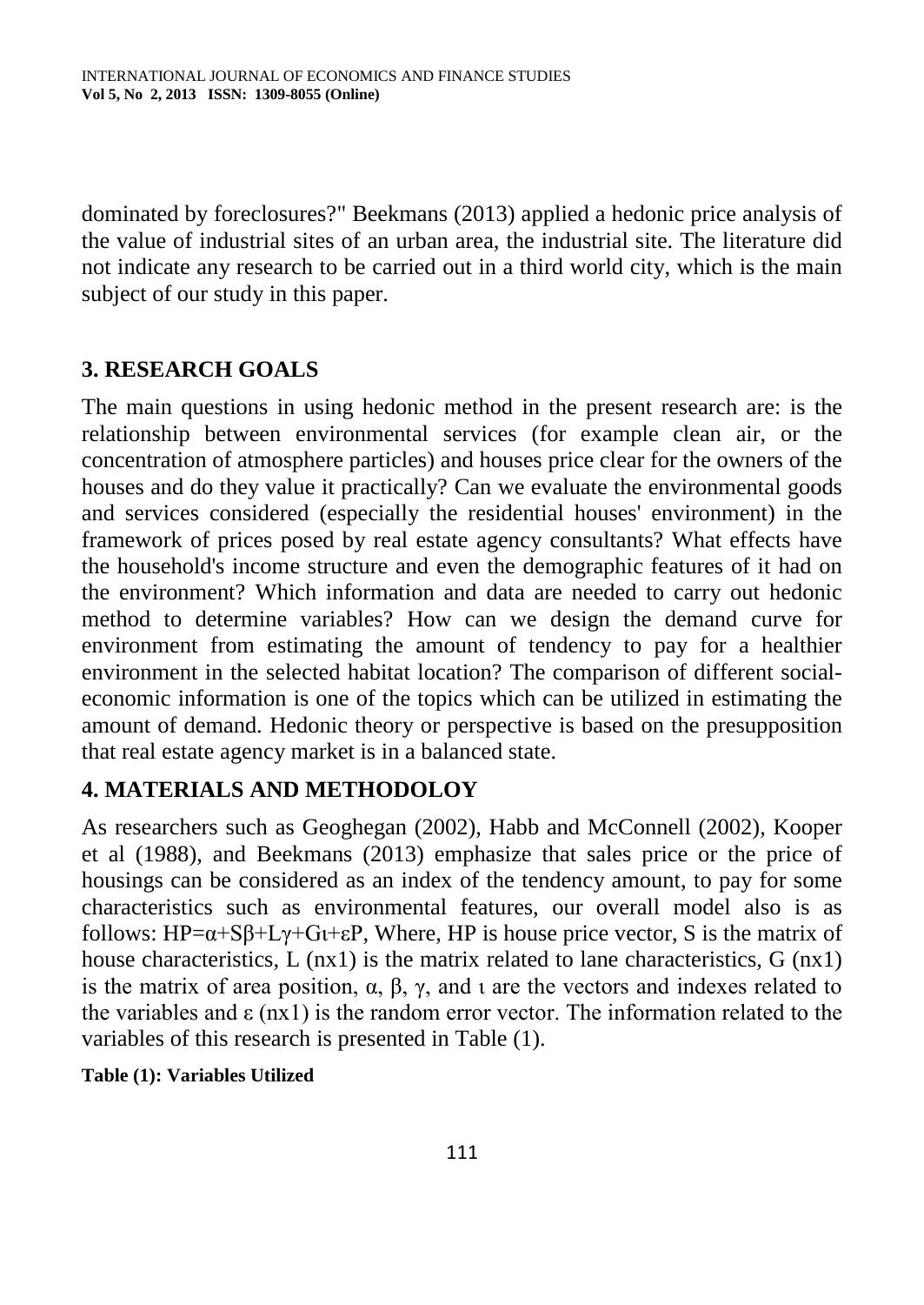dominated by foreclosures?" Beekmans (2013) applied a hedonic price analysis of the value of industrial sites of an urban area, the industrial site. The literature did not indicate any research to be carried out in a third world city, which is the main subject of our study in this paper.

## 3. RESEARCH GOALS

The main questions in using hedonic method in the present research are: is the relationship between environmental services (for example clean air, or the concentration of atmosphere particles) and houses price clear for the owners of the houses and do they value it practically? Can we evaluate the environmental goods and services considered (especially the residential houses' environment) in the framework of prices posed by real estate agency consultants? What effects have the household's income structure and even the demographic features of it had on the environment? Which information and data are needed to carry out hedonic method to determine variables? How can we design the demand curve for environment from estimating the amount of tendency to pay for a healthier environment in the selected habitat location? The comparison of different social-economic information is one of the topics which can be utilized in estimating the amount of demand. Hedonic theory or perspective is based on the presupposition that real estate agency market is in a balanced state.

## 4. MATERIALS AND METHODOLOY

As researchers such as Geoghegan (2002), Habb and McConnell (2002), Kooper et al (1988), and Beekmans (2013) emphasize that sales price or the price of housings can be considered as an index of the tendency amount, to pay for some characteristics such as environmental features, our overall model also is as follows: $HP=\alpha+S\beta+L\gamma+G\iota+\varepsilon P$, Where, HP is house price vector, S is the matrix of house characteristics, L (nx1) is the matrix related to lane characteristics, G (nx1) is the matrix of area position, $\alpha$, $\beta$, $\gamma$, and $\iota$ are the vectors and indexes related to the variables and $\varepsilon$ (nx1) is the random error vector. The information related to the variables of this research is presented in Table (1).

**Table (1): Variables Utilized**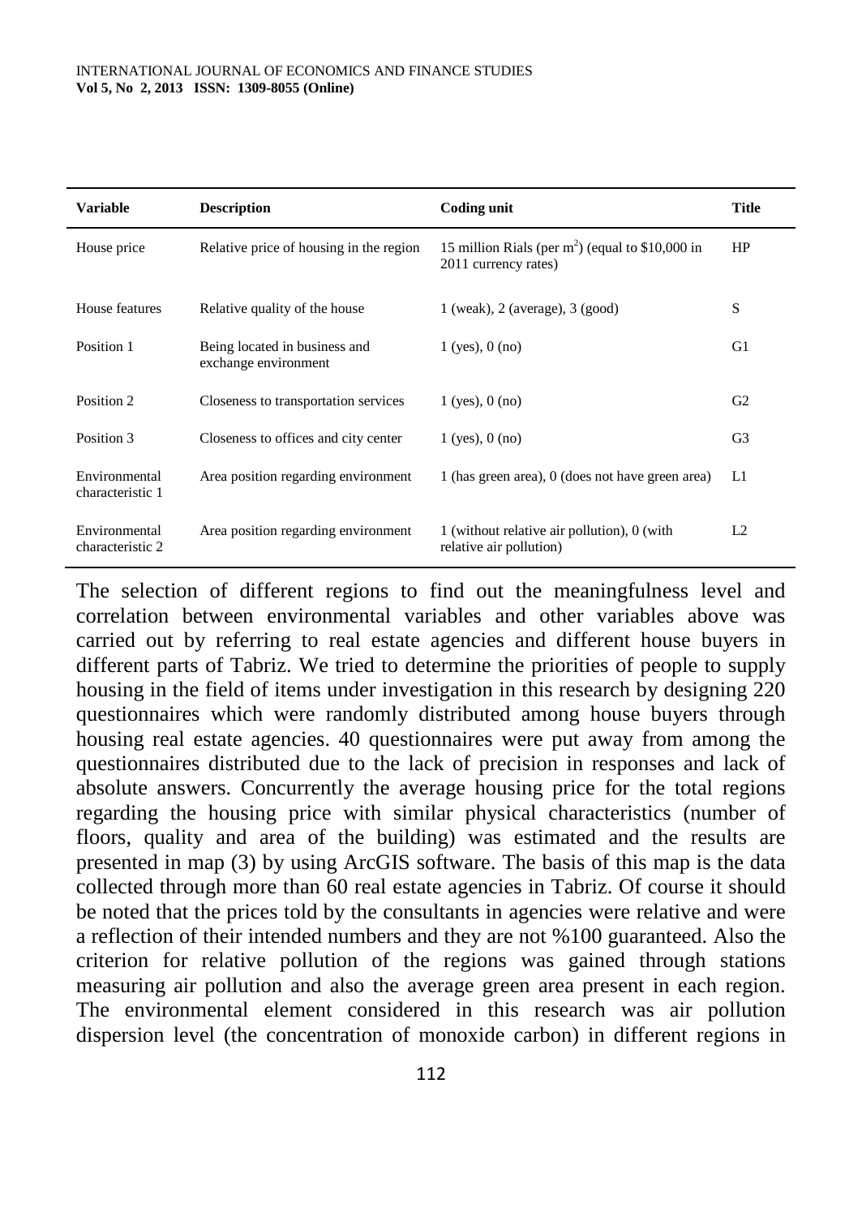| Variable | Description | Coding unit | Title |
|---|---|---|---|
| House price | Relative price of housing in the region | 15 million Rials (per $m^2$) (equal to $10,000 in 2011 currency rates) | HP |
| House features | Relative quality of the house | 1 (weak), 2 (average), 3 (good) | S |
| Position 1 | Being located in business and exchange environment | 1 (yes), 0 (no) | G1 |
| Position 2 | Closeness to transportation services | 1 (yes), 0 (no) | G2 |
| Position 3 | Closeness to offices and city center | 1 (yes), 0 (no) | G3 |
| Environmental characteristic 1 | Area position regarding environment | 1 (has green area), 0 (does not have green area) | L1 |
| Environmental characteristic 2 | Area position regarding environment | 1 (without relative air pollution), 0 (with relative air pollution) | L2 |

The selection of different regions to find out the meaningfulness level and correlation between environmental variables and other variables above was carried out by referring to real estate agencies and different house buyers in different parts of Tabriz. We tried to determine the priorities of people to supply housing in the field of items under investigation in this research by designing 220 questionnaires which were randomly distributed among house buyers through housing real estate agencies. 40 questionnaires were put away from among the questionnaires distributed due to the lack of precision in responses and lack of absolute answers. Concurrently the average housing price for the total regions regarding the housing price with similar physical characteristics (number of floors, quality and area of the building) was estimated and the results are presented in map (3) by using ArcGIS software. The basis of this map is the data collected through more than 60 real estate agencies in Tabriz. Of course it should be noted that the prices told by the consultants in agencies were relative and were a reflection of their intended numbers and they are not %100 guaranteed. Also the criterion for relative pollution of the regions was gained through stations measuring air pollution and also the average green area present in each region. The environmental element considered in this research was air pollution dispersion level (the concentration of monoxide carbon) in different regions in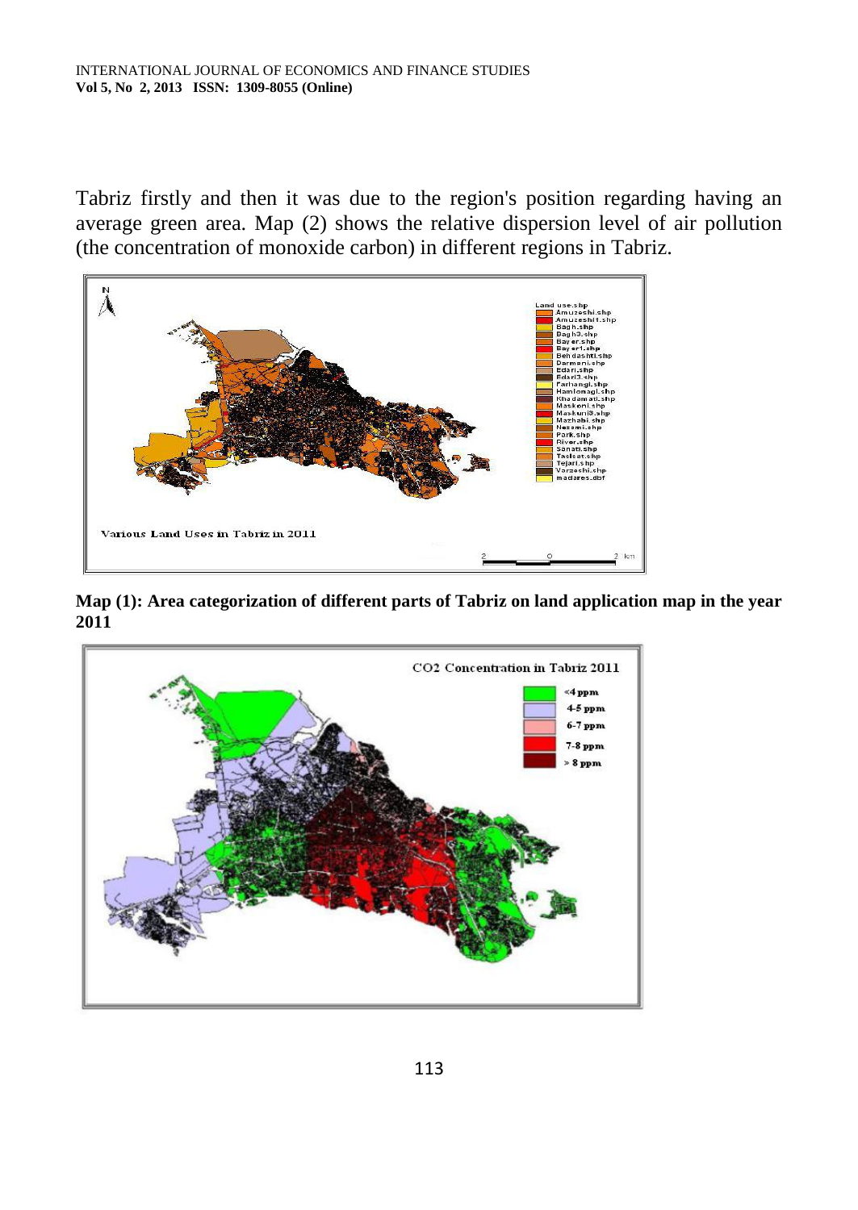Tabriz firstly and then it was due to the region's position regarding having an average green area. Map (2) shows the relative dispersion level of air pollution (the concentration of monoxide carbon) in different regions in Tabriz.

**Map (1): Area categorization of different parts of Tabriz on land application map in the year 2011**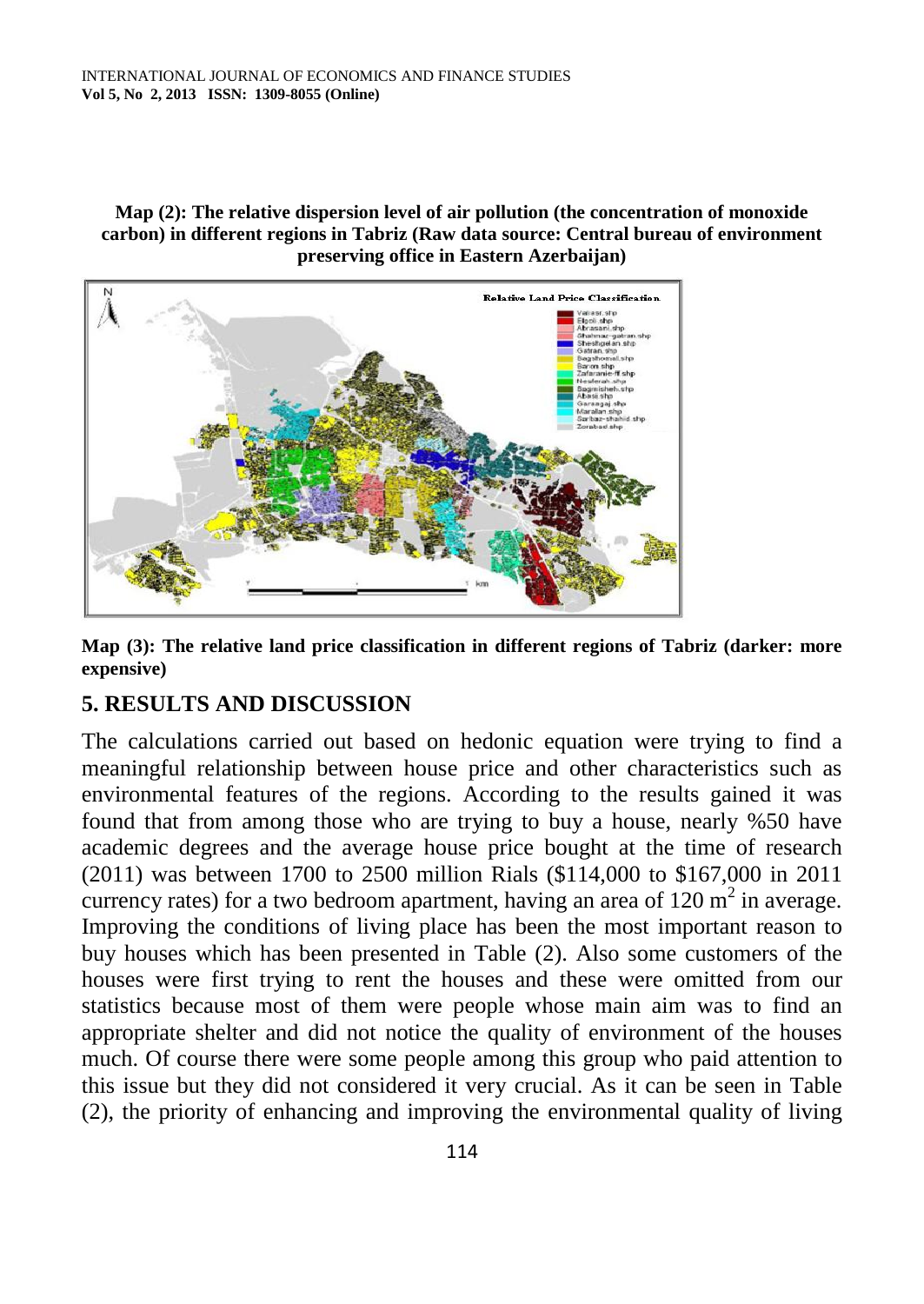**Map (2): The relative dispersion level of air pollution (the concentration of monoxide carbon) in different regions in Tabriz (Raw data source: Central bureau of environment preserving office in Eastern Azerbaijan)**

**Map (3): The relative land price classification in different regions of Tabriz (darker: more expensive)**

## 5. RESULTS AND DISCUSSION

The calculations carried out based on hedonic equation were trying to find a meaningful relationship between house price and other characteristics such as environmental features of the regions. According to the results gained it was found that from among those who are trying to buy a house, nearly %50 have academic degrees and the average house price bought at the time of research (2011) was between 1700 to 2500 million Rials ($114,000 to $167,000 in 2011 currency rates) for a two bedroom apartment, having an area of 120 $m^2$ in average. Improving the conditions of living place has been the most important reason to buy houses which has been presented in Table (2). Also some customers of the houses were first trying to rent the houses and these were omitted from our statistics because most of them were people whose main aim was to find an appropriate shelter and did not notice the quality of environment of the houses much. Of course there were some people among this group who paid attention to this issue but they did not considered it very crucial. As it can be seen in Table (2), the priority of enhancing and improving the environmental quality of living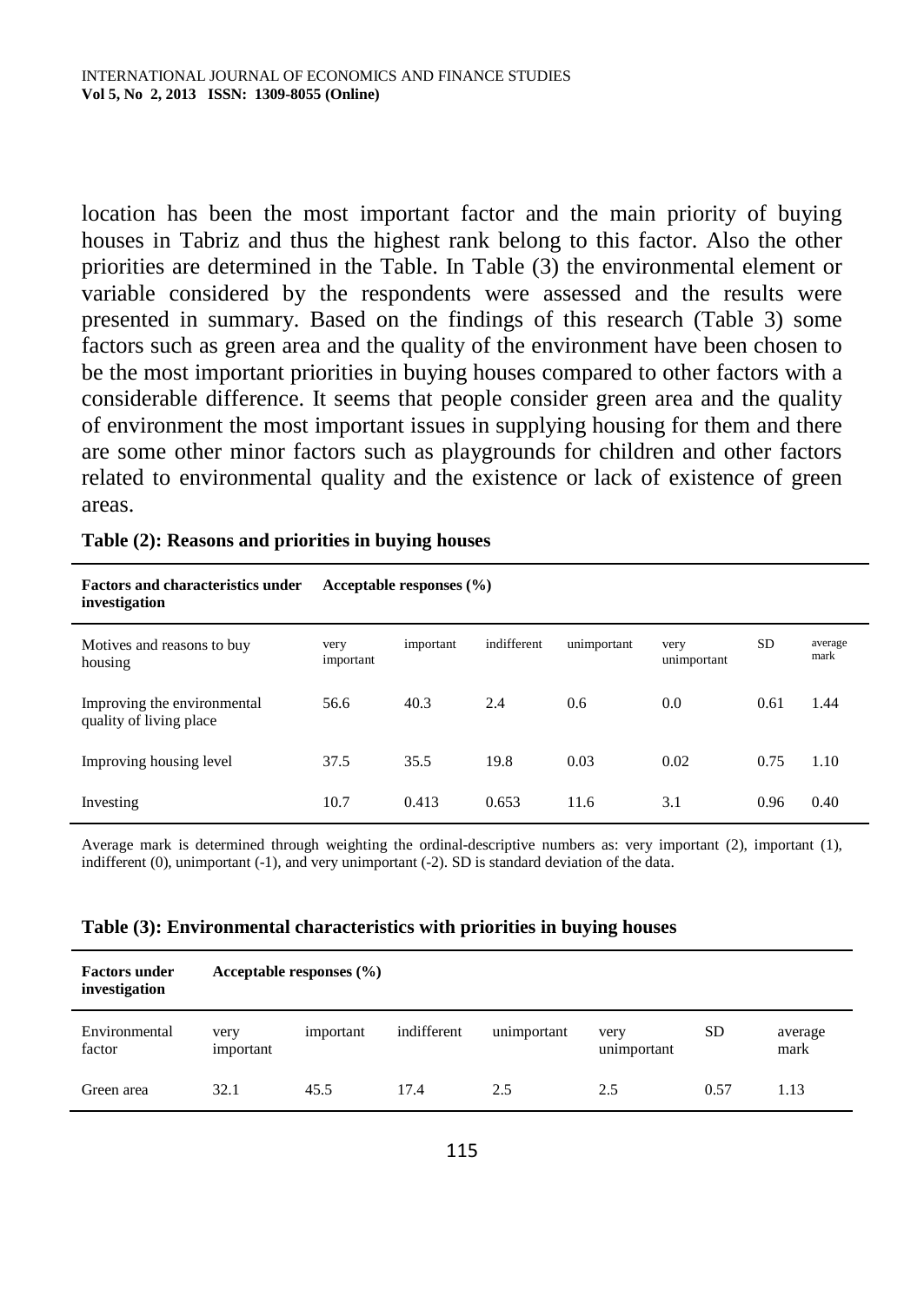location has been the most important factor and the main priority of buying houses in Tabriz and thus the highest rank belong to this factor. Also the other priorities are determined in the Table. In Table (3) the environmental element or variable considered by the respondents were assessed and the results were presented in summary. Based on the findings of this research (Table 3) some factors such as green area and the quality of the environment have been chosen to be the most important priorities in buying houses compared to other factors with a considerable difference. It seems that people consider green area and the quality of environment the most important issues in supplying housing for them and there are some other minor factors such as playgrounds for children and other factors related to environmental quality and the existence or lack of existence of green areas.

**Table (2): Reasons and priorities in buying houses**

| **Factors and characteristics under investigation** | **Acceptable responses (%)** | | | | | | |
|---|---|---|---|---|---|---|---|
| Motives and reasons to buy housing | very important | important | indifferent | unimportant | very unimportant | SD | average mark |
| Improving the environmental quality of living place | 56.6 | 40.3 | 2.4 | 0.6 | 0.0 | 0.61 | 1.44 |
| Improving housing level | 37.5 | 35.5 | 19.8 | 0.03 | 0.02 | 0.75 | 1.10 |
| Investing | 10.7 | 0.413 | 0.653 | 11.6 | 3.1 | 0.96 | 0.40 |

Average mark is determined through weighting the ordinal-descriptive numbers as: very important (2), important (1), indifferent (0), unimportant (-1), and very unimportant (-2). SD is standard deviation of the data.

**Table (3): Environmental characteristics with priorities in buying houses**

| **Factors under investigation** | **Acceptable responses (%)** | | | | | | |
|---|---|---|---|---|---|---|---|
| Environmental factor | very important | important | indifferent | unimportant | very unimportant | SD | average mark |
| Green area | 32.1 | 45.5 | 17.4 | 2.5 | 2.5 | 0.57 | 1.13 |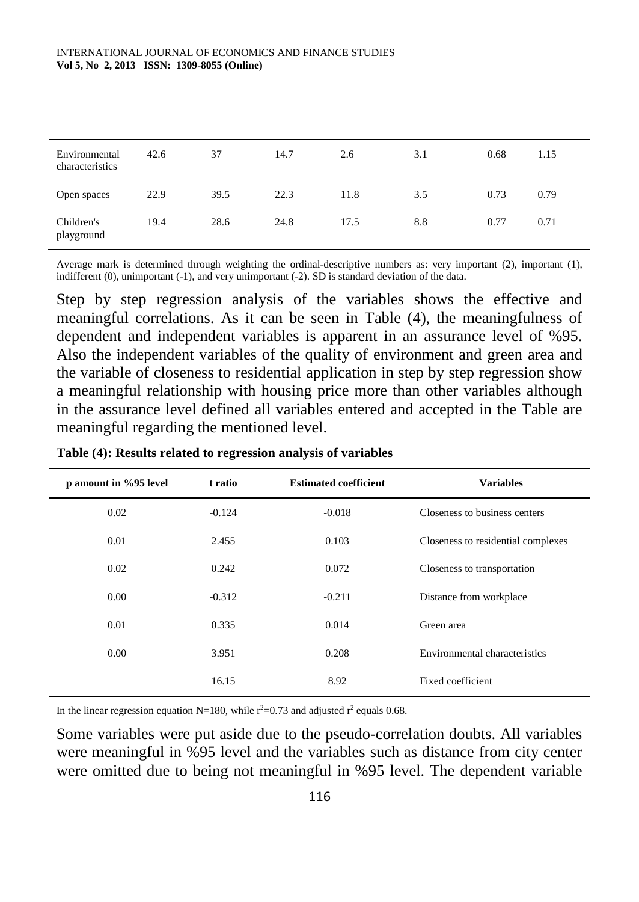| | | | | | | | |
|---|---|---|---|---|---|---|---|
| Environmental characteristics | 42.6 | 37 | 14.7 | 2.6 | 3.1 | 0.68 | 1.15 |
| Open spaces | 22.9 | 39.5 | 22.3 | 11.8 | 3.5 | 0.73 | 0.79 |
| Children's playground | 19.4 | 28.6 | 24.8 | 17.5 | 8.8 | 0.77 | 0.71 |

Average mark is determined through weighting the ordinal-descriptive numbers as: very important (2), important (1), indifferent (0), unimportant (-1), and very unimportant (-2). SD is standard deviation of the data.

Step by step regression analysis of the variables shows the effective and meaningful correlations. As it can be seen in Table (4), the meaningfulness of dependent and independent variables is apparent in an assurance level of %95. Also the independent variables of the quality of environment and green area and the variable of closeness to residential application in step by step regression show a meaningful relationship with housing price more than other variables although in the assurance level defined all variables entered and accepted in the Table are meaningful regarding the mentioned level.

**Table (4): Results related to regression analysis of variables**

| p amount in %95 level | t ratio | Estimated coefficient | Variables |
|---|---|---|---|
| 0.02 | -0.124 | -0.018 | Closeness to business centers |
| 0.01 | 2.455 | 0.103 | Closeness to residential complexes |
| 0.02 | 0.242 | 0.072 | Closeness to transportation |
| 0.00 | -0.312 | -0.211 | Distance from workplace |
| 0.01 | 0.335 | 0.014 | Green area |
| 0.00 | 3.951 | 0.208 | Environmental characteristics |
| | 16.15 | 8.92 | Fixed coefficient |

In the linear regression equation N=180, while $r^2$=0.73 and adjusted $r^2$ equals 0.68.

Some variables were put aside due to the pseudo-correlation doubts. All variables were meaningful in %95 level and the variables such as distance from city center were omitted due to being not meaningful in %95 level. The dependent variable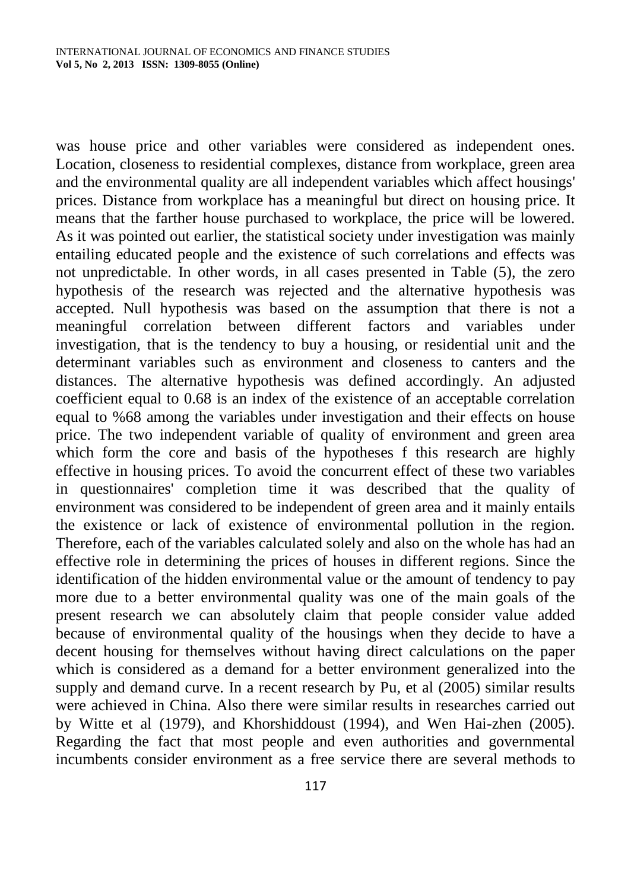was house price and other variables were considered as independent ones. Location, closeness to residential complexes, distance from workplace, green area and the environmental quality are all independent variables which affect housings' prices. Distance from workplace has a meaningful but direct on housing price. It means that the farther house purchased to workplace, the price will be lowered. As it was pointed out earlier, the statistical society under investigation was mainly entailing educated people and the existence of such correlations and effects was not unpredictable. In other words, in all cases presented in Table (5), the zero hypothesis of the research was rejected and the alternative hypothesis was accepted. Null hypothesis was based on the assumption that there is not a meaningful correlation between different factors and variables under investigation, that is the tendency to buy a housing, or residential unit and the determinant variables such as environment and closeness to canters and the distances. The alternative hypothesis was defined accordingly. An adjusted coefficient equal to 0.68 is an index of the existence of an acceptable correlation equal to %68 among the variables under investigation and their effects on house price. The two independent variable of quality of environment and green area which form the core and basis of the hypotheses f this research are highly effective in housing prices. To avoid the concurrent effect of these two variables in questionnaires' completion time it was described that the quality of environment was considered to be independent of green area and it mainly entails the existence or lack of existence of environmental pollution in the region. Therefore, each of the variables calculated solely and also on the whole has had an effective role in determining the prices of houses in different regions. Since the identification of the hidden environmental value or the amount of tendency to pay more due to a better environmental quality was one of the main goals of the present research we can absolutely claim that people consider value added because of environmental quality of the housings when they decide to have a decent housing for themselves without having direct calculations on the paper which is considered as a demand for a better environment generalized into the supply and demand curve. In a recent research by Pu, et al (2005) similar results were achieved in China. Also there were similar results in researches carried out by Witte et al (1979), and Khorshiddoust (1994), and Wen Hai-zhen (2005). Regarding the fact that most people and even authorities and governmental incumbents consider environment as a free service there are several methods to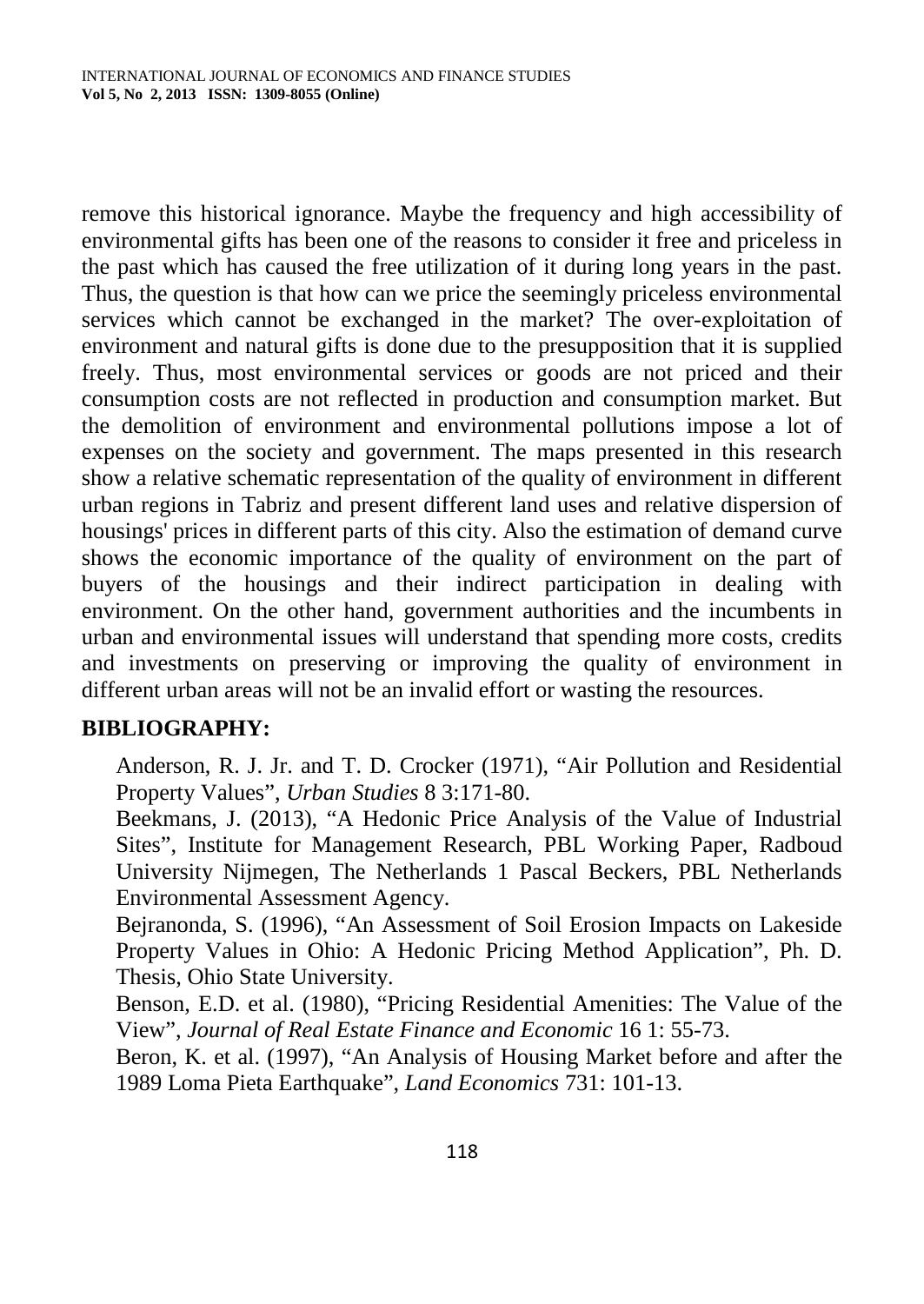remove this historical ignorance. Maybe the frequency and high accessibility of environmental gifts has been one of the reasons to consider it free and priceless in the past which has caused the free utilization of it during long years in the past. Thus, the question is that how can we price the seemingly priceless environmental services which cannot be exchanged in the market? The over-exploitation of environment and natural gifts is done due to the presupposition that it is supplied freely. Thus, most environmental services or goods are not priced and their consumption costs are not reflected in production and consumption market. But the demolition of environment and environmental pollutions impose a lot of expenses on the society and government. The maps presented in this research show a relative schematic representation of the quality of environment in different urban regions in Tabriz and present different land uses and relative dispersion of housings' prices in different parts of this city. Also the estimation of demand curve shows the economic importance of the quality of environment on the part of buyers of the housings and their indirect participation in dealing with environment. On the other hand, government authorities and the incumbents in urban and environmental issues will understand that spending more costs, credits and investments on preserving or improving the quality of environment in different urban areas will not be an invalid effort or wasting the resources.

## BIBLIOGRAPHY:

Anderson, R. J. Jr. and T. D. Crocker (1971), "Air Pollution and Residential Property Values", *Urban Studies* 8 3:171-80.

Beekmans, J. (2013), "A Hedonic Price Analysis of the Value of Industrial Sites", Institute for Management Research, PBL Working Paper, Radboud University Nijmegen, The Netherlands 1 Pascal Beckers, PBL Netherlands Environmental Assessment Agency.

Bejranonda, S. (1996), "An Assessment of Soil Erosion Impacts on Lakeside Property Values in Ohio: A Hedonic Pricing Method Application", Ph. D. Thesis, Ohio State University.

Benson, E.D. et al. (1980), "Pricing Residential Amenities: The Value of the View", *Journal of Real Estate Finance and Economic* 16 1: 55-73.

Beron, K. et al. (1997), "An Analysis of Housing Market before and after the 1989 Loma Pieta Earthquake", *Land Economics* 731: 101-13.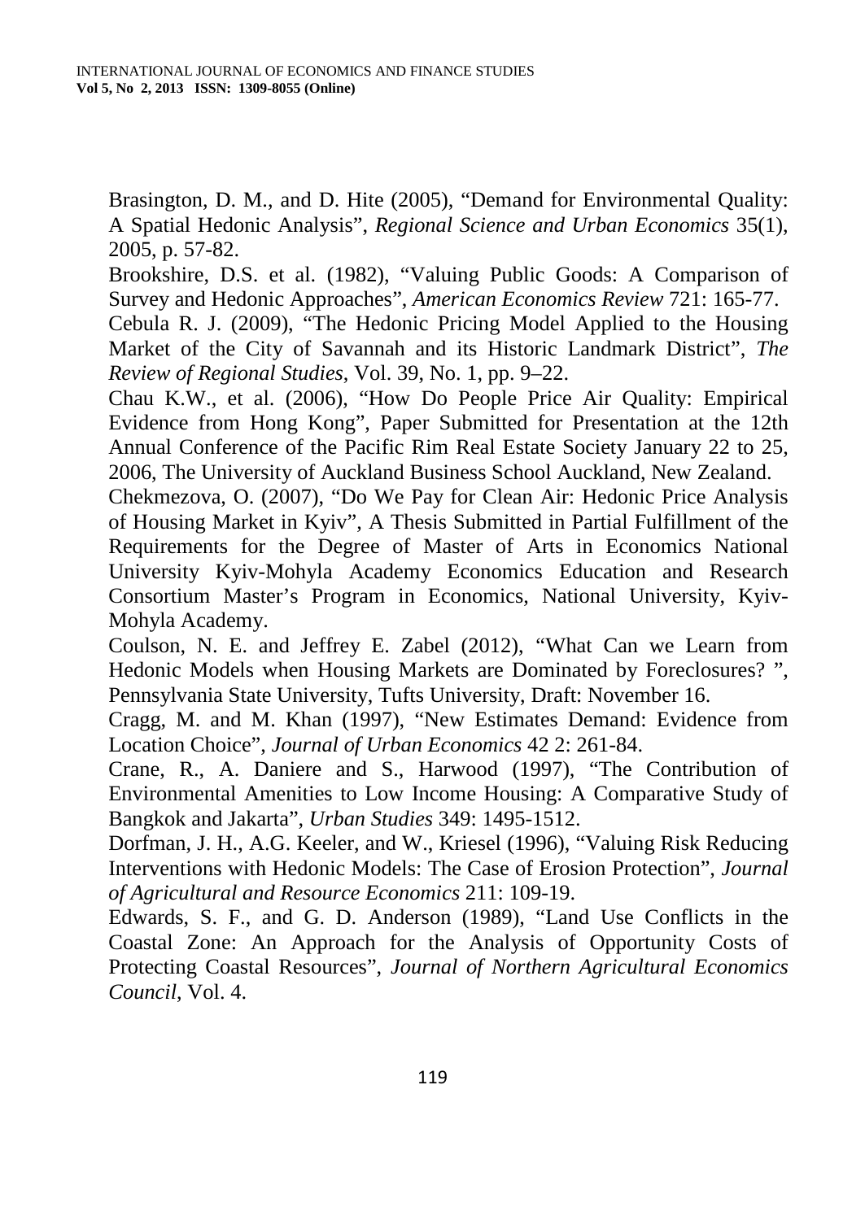Brasington, D. M., and D. Hite (2005), “Demand for Environmental Quality: A Spatial Hedonic Analysis”, *Regional Science and Urban Economics* 35(1), 2005, p. 57-82.

Brookshire, D.S. et al. (1982), “Valuing Public Goods: A Comparison of Survey and Hedonic Approaches”, *American Economics Review* 721: 165-77.

Cebula R. J. (2009), “The Hedonic Pricing Model Applied to the Housing Market of the City of Savannah and its Historic Landmark District”, *The Review of Regional Studies*, Vol. 39, No. 1, pp. 9–22.

Chau K.W., et al. (2006), “How Do People Price Air Quality: Empirical Evidence from Hong Kong”, Paper Submitted for Presentation at the 12th Annual Conference of the Pacific Rim Real Estate Society January 22 to 25, 2006, The University of Auckland Business School Auckland, New Zealand.

Chekmezova, O. (2007), “Do We Pay for Clean Air: Hedonic Price Analysis of Housing Market in Kyiv”, A Thesis Submitted in Partial Fulfillment of the Requirements for the Degree of Master of Arts in Economics National University Kyiv-Mohyla Academy Economics Education and Research Consortium Master’s Program in Economics, National University, Kyiv-Mohyla Academy.

Coulson, N. E. and Jeffrey E. Zabel (2012), “What Can we Learn from Hedonic Models when Housing Markets are Dominated by Foreclosures? ”, Pennsylvania State University, Tufts University, Draft: November 16.

Cragg, M. and M. Khan (1997), “New Estimates Demand: Evidence from Location Choice”, *Journal of Urban Economics* 42 2: 261-84.

Crane, R., A. Daniere and S., Harwood (1997), “The Contribution of Environmental Amenities to Low Income Housing: A Comparative Study of Bangkok and Jakarta”, *Urban Studies* 349: 1495-1512.

Dorfman, J. H., A.G. Keeler, and W., Kriesel (1996), “Valuing Risk Reducing Interventions with Hedonic Models: The Case of Erosion Protection”, *Journal of Agricultural and Resource Economics* 211: 109-19.

Edwards, S. F., and G. D. Anderson (1989), “Land Use Conflicts in the Coastal Zone: An Approach for the Analysis of Opportunity Costs of Protecting Coastal Resources”, *Journal of Northern Agricultural Economics Council*, Vol. 4.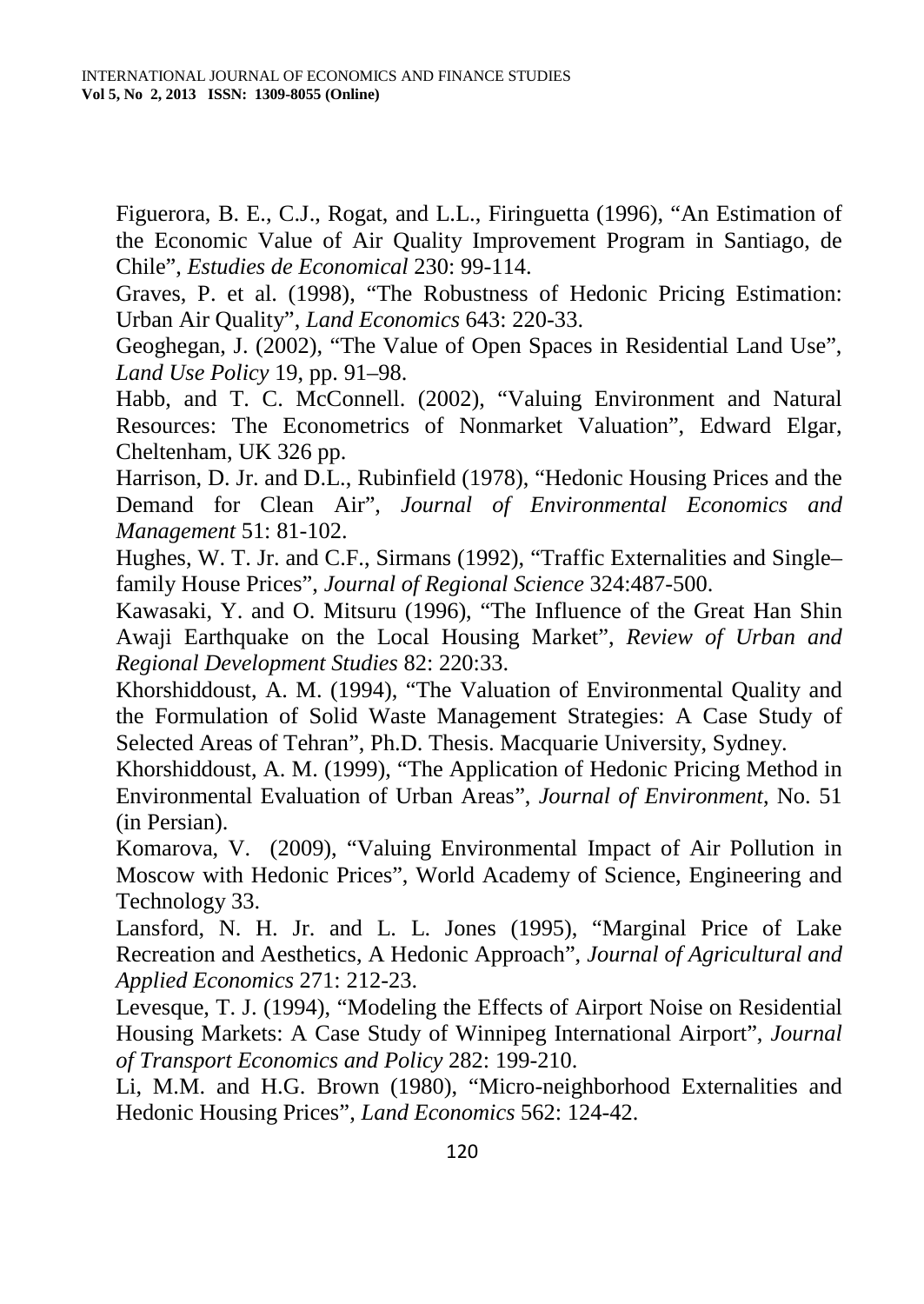Figuerora, B. E., C.J., Rogat, and L.L., Firinguetta (1996), “An Estimation of the Economic Value of Air Quality Improvement Program in Santiago, de Chile”, *Estudies de Economical* 230: 99-114.

Graves, P. et al. (1998), “The Robustness of Hedonic Pricing Estimation: Urban Air Quality”, *Land Economics* 643: 220-33.

Geoghegan, J. (2002), “The Value of Open Spaces in Residential Land Use”, *Land Use Policy* 19, pp. 91–98.

Habb, and T. C. McConnell. (2002), “Valuing Environment and Natural Resources: The Econometrics of Nonmarket Valuation”, Edward Elgar, Cheltenham, UK 326 pp.

Harrison, D. Jr. and D.L., Rubinfield (1978), “Hedonic Housing Prices and the Demand for Clean Air”, *Journal of Environmental Economics and Management* 51: 81-102.

Hughes, W. T. Jr. and C.F., Sirmans (1992), “Traffic Externalities and Single–family House Prices”, *Journal of Regional Science* 324:487-500.

Kawasaki, Y. and O. Mitsuru (1996), “The Influence of the Great Han Shin Awaji Earthquake on the Local Housing Market”, *Review of Urban and Regional Development Studies* 82: 220:33.

Khorshiddoust, A. M. (1994), “The Valuation of Environmental Quality and the Formulation of Solid Waste Management Strategies: A Case Study of Selected Areas of Tehran”, Ph.D. Thesis. Macquarie University, Sydney.

Khorshiddoust, A. M. (1999), “The Application of Hedonic Pricing Method in Environmental Evaluation of Urban Areas”, *Journal of Environment*, No. 51 (in Persian).

Komarova, V. (2009), “Valuing Environmental Impact of Air Pollution in Moscow with Hedonic Prices”, World Academy of Science, Engineering and Technology 33.

Lansford, N. H. Jr. and L. L. Jones (1995), “Marginal Price of Lake Recreation and Aesthetics, A Hedonic Approach”, *Journal of Agricultural and Applied Economics* 271: 212-23.

Levesque, T. J. (1994), “Modeling the Effects of Airport Noise on Residential Housing Markets: A Case Study of Winnipeg International Airport”, *Journal of Transport Economics and Policy* 282: 199-210.

Li, M.M. and H.G. Brown (1980), “Micro-neighborhood Externalities and Hedonic Housing Prices”, *Land Economics* 562: 124-42.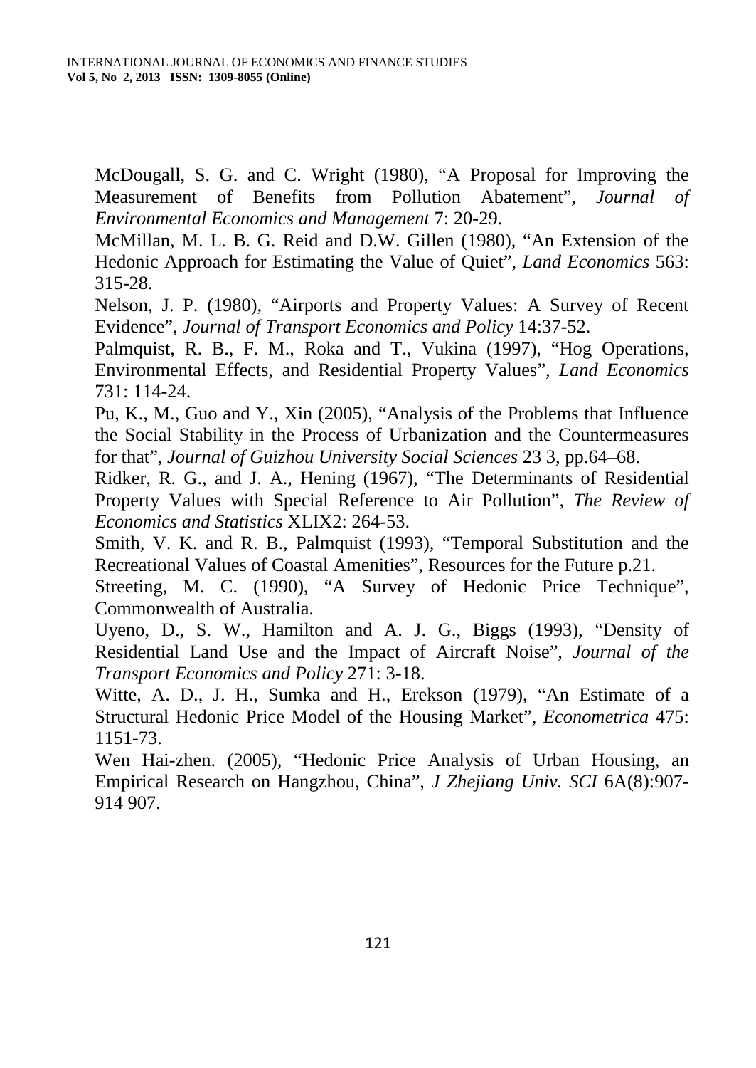McDougall, S. G. and C. Wright (1980), "A Proposal for Improving the Measurement of Benefits from Pollution Abatement", *Journal of Environmental Economics and Management* 7: 20-29.

McMillan, M. L. B. G. Reid and D.W. Gillen (1980), "An Extension of the Hedonic Approach for Estimating the Value of Quiet", *Land Economics* 563: 315-28.

Nelson, J. P. (1980), "Airports and Property Values: A Survey of Recent Evidence", *Journal of Transport Economics and Policy* 14:37-52.

Palmquist, R. B., F. M., Roka and T., Vukina (1997), "Hog Operations, Environmental Effects, and Residential Property Values", *Land Economics* 731: 114-24.

Pu, K., M., Guo and Y., Xin (2005), "Analysis of the Problems that Influence the Social Stability in the Process of Urbanization and the Countermeasures for that", *Journal of Guizhou University Social Sciences* 23 3, pp.64–68.

Ridker, R. G., and J. A., Hening (1967), "The Determinants of Residential Property Values with Special Reference to Air Pollution", *The Review of Economics and Statistics* XLIX2: 264-53.

Smith, V. K. and R. B., Palmquist (1993), "Temporal Substitution and the Recreational Values of Coastal Amenities", Resources for the Future p.21.

Streeting, M. C. (1990), "A Survey of Hedonic Price Technique", Commonwealth of Australia.

Uyeno, D., S. W., Hamilton and A. J. G., Biggs (1993), "Density of Residential Land Use and the Impact of Aircraft Noise", *Journal of the Transport Economics and Policy* 271: 3-18.

Witte, A. D., J. H., Sumka and H., Erekson (1979), "An Estimate of a Structural Hedonic Price Model of the Housing Market", *Econometrica* 475: 1151-73.

Wen Hai-zhen. (2005), "Hedonic Price Analysis of Urban Housing, an Empirical Research on Hangzhou, China", *J Zhejiang Univ. SCI* 6A(8):907-914 907.